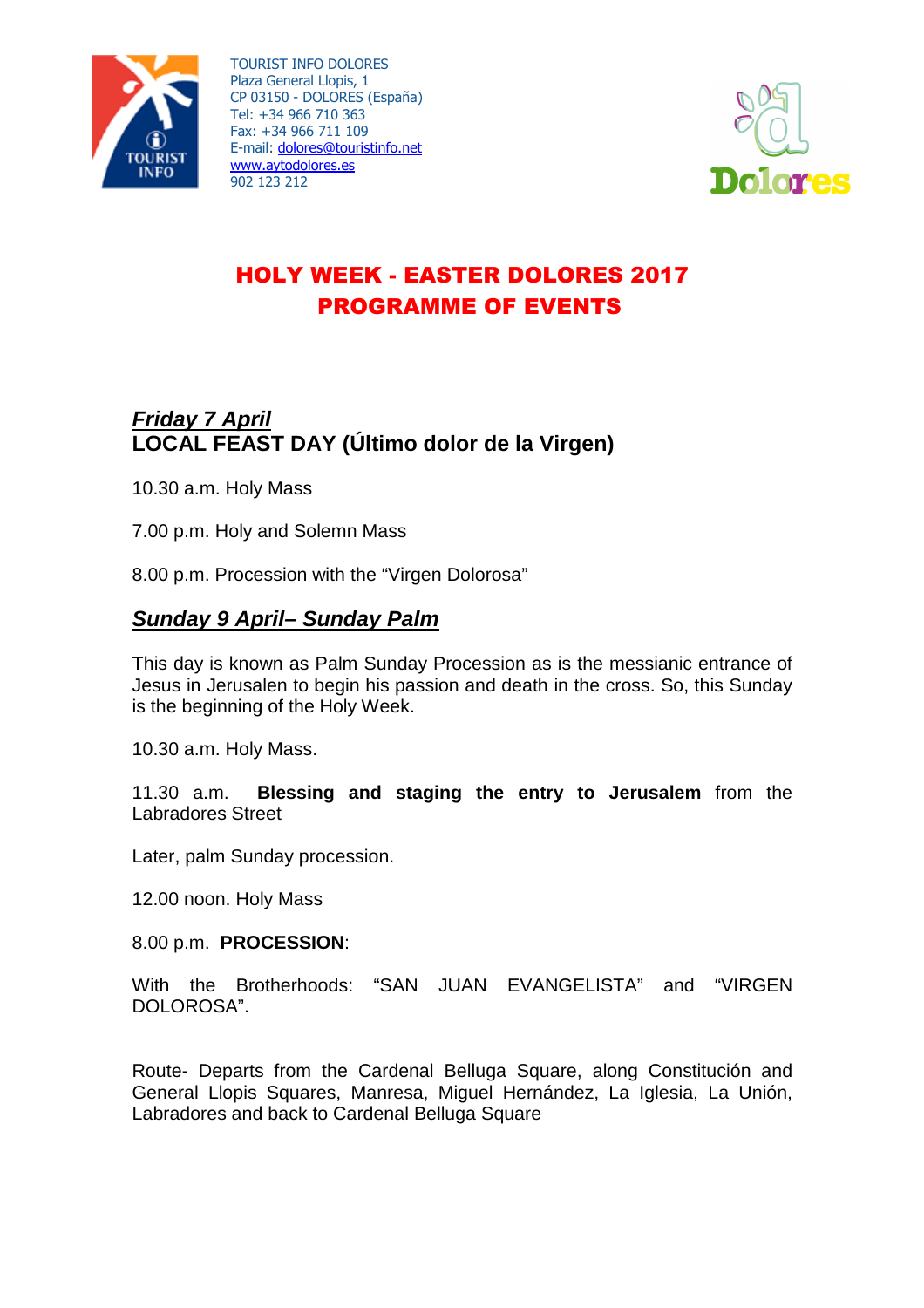TOURIST INFO DOLORES
Plaza General Llopis, 1
CP 03150 - DOLORES (España)
Tel: +34 966 710 363
Fax: +34 966 711 109
E-mail: dolores@touristinfo.net
www.aytodolores.es
902 123 212

# HOLY WEEK - EASTER DOLORES 2017
# PROGRAMME OF EVENTS

## ***Friday 7 April***
## LOCAL FEAST DAY (Último dolor de la Virgen)

10.30 a.m. Holy Mass

7.00 p.m. Holy and Solemn Mass

8.00 p.m. Procession with the "Virgen Dolorosa"

## ***Sunday 9 April– Sunday Palm***

This day is known as Palm Sunday Procession as is the messianic entrance of Jesus in Jerusalen to begin his passion and death in the cross. So, this Sunday is the beginning of the Holy Week.

10.30 a.m. Holy Mass.

11.30 a.m. **Blessing and staging the entry to Jerusalem** from the Labradores Street

Later, palm Sunday procession.

12.00 noon. Holy Mass

8.00 p.m. **PROCESSION**:

With the Brotherhoods: "SAN JUAN EVANGELISTA" and "VIRGEN DOLOROSA".

Route- Departs from the Cardenal Belluga Square, along Constitución and General Llopis Squares, Manresa, Miguel Hernández, La Iglesia, La Unión, Labradores and back to Cardenal Belluga Square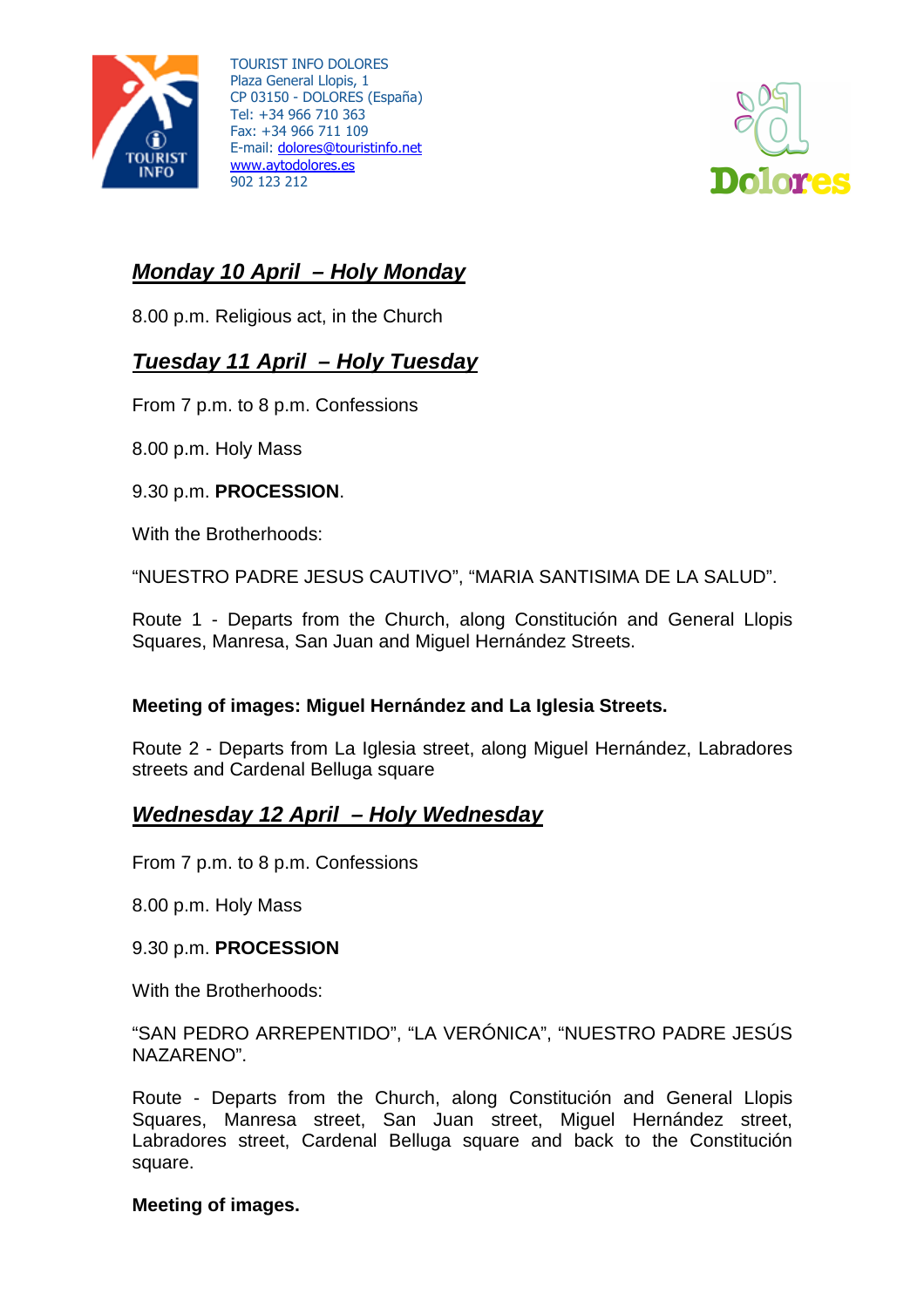## ***Monday 10 April – Holy Monday***

8.00 p.m. Religious act, in the Church

## ***Tuesday 11 April – Holy Tuesday***

From 7 p.m. to 8 p.m. Confessions

8.00 p.m. Holy Mass

9.30 p.m. **PROCESSION**.

With the Brotherhoods:

"NUESTRO PADRE JESUS CAUTIVO", "MARIA SANTISIMA DE LA SALUD".

Route 1 - Departs from the Church, along Constitución and General Llopis Squares, Manresa, San Juan and Miguel Hernández Streets.

**Meeting of images: Miguel Hernández and La Iglesia Streets.**

Route 2 - Departs from La Iglesia street, along Miguel Hernández, Labradores streets and Cardenal Belluga square

## ***Wednesday 12 April – Holy Wednesday***

From 7 p.m. to 8 p.m. Confessions

8.00 p.m. Holy Mass

9.30 p.m. **PROCESSION**

With the Brotherhoods:

"SAN PEDRO ARREPENTIDO", "LA VERÓNICA", "NUESTRO PADRE JESÚS NAZARENO".

Route - Departs from the Church, along Constitución and General Llopis Squares, Manresa street, San Juan street, Miguel Hernández street, Labradores street, Cardenal Belluga square and back to the Constitución square.

**Meeting of images.**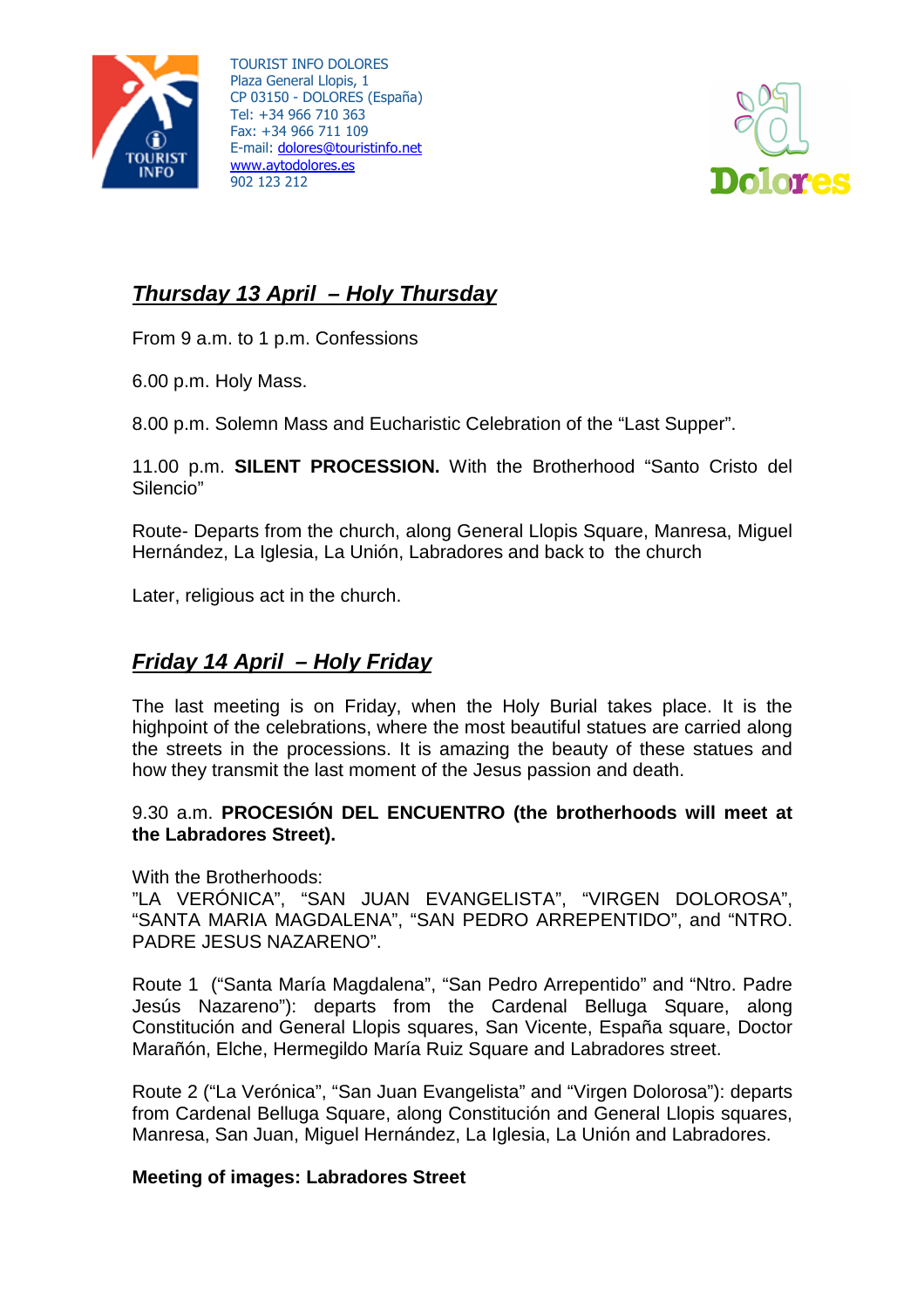TOURIST INFO DOLORES
Plaza General Llopis, 1
CP 03150 - DOLORES (España)
Tel: +34 966 710 363
Fax: +34 966 711 109
E-mail: dolores@touristinfo.net
www.aytodolores.es
902 123 212

## ***Thursday 13 April – Holy Thursday***

From 9 a.m. to 1 p.m. Confessions

6.00 p.m. Holy Mass.

8.00 p.m. Solemn Mass and Eucharistic Celebration of the "Last Supper".

11.00 p.m. **SILENT PROCESSION.** With the Brotherhood "Santo Cristo del Silencio"

Route- Departs from the church, along General Llopis Square, Manresa, Miguel Hernández, La Iglesia, La Unión, Labradores and back to the church

Later, religious act in the church.

## ***Friday 14 April – Holy Friday***

The last meeting is on Friday, when the Holy Burial takes place. It is the highpoint of the celebrations, where the most beautiful statues are carried along the streets in the processions. It is amazing the beauty of these statues and how they transmit the last moment of the Jesus passion and death.

9.30 a.m. **PROCESIÓN DEL ENCUENTRO (the brotherhoods will meet at the Labradores Street).**

With the Brotherhoods:
"LA VERÓNICA", "SAN JUAN EVANGELISTA", "VIRGEN DOLOROSA", "SANTA MARIA MAGDALENA", "SAN PEDRO ARREPENTIDO", and "NTRO. PADRE JESUS NAZARENO".

Route 1 ("Santa María Magdalena", "San Pedro Arrepentido" and "Ntro. Padre Jesús Nazareno"): departs from the Cardenal Belluga Square, along Constitución and General Llopis squares, San Vicente, España square, Doctor Marañón, Elche, Hermegildo María Ruiz Square and Labradores street.

Route 2 ("La Verónica", "San Juan Evangelista" and "Virgen Dolorosa"): departs from Cardenal Belluga Square, along Constitución and General Llopis squares, Manresa, San Juan, Miguel Hernández, La Iglesia, La Unión and Labradores.

**Meeting of images: Labradores Street**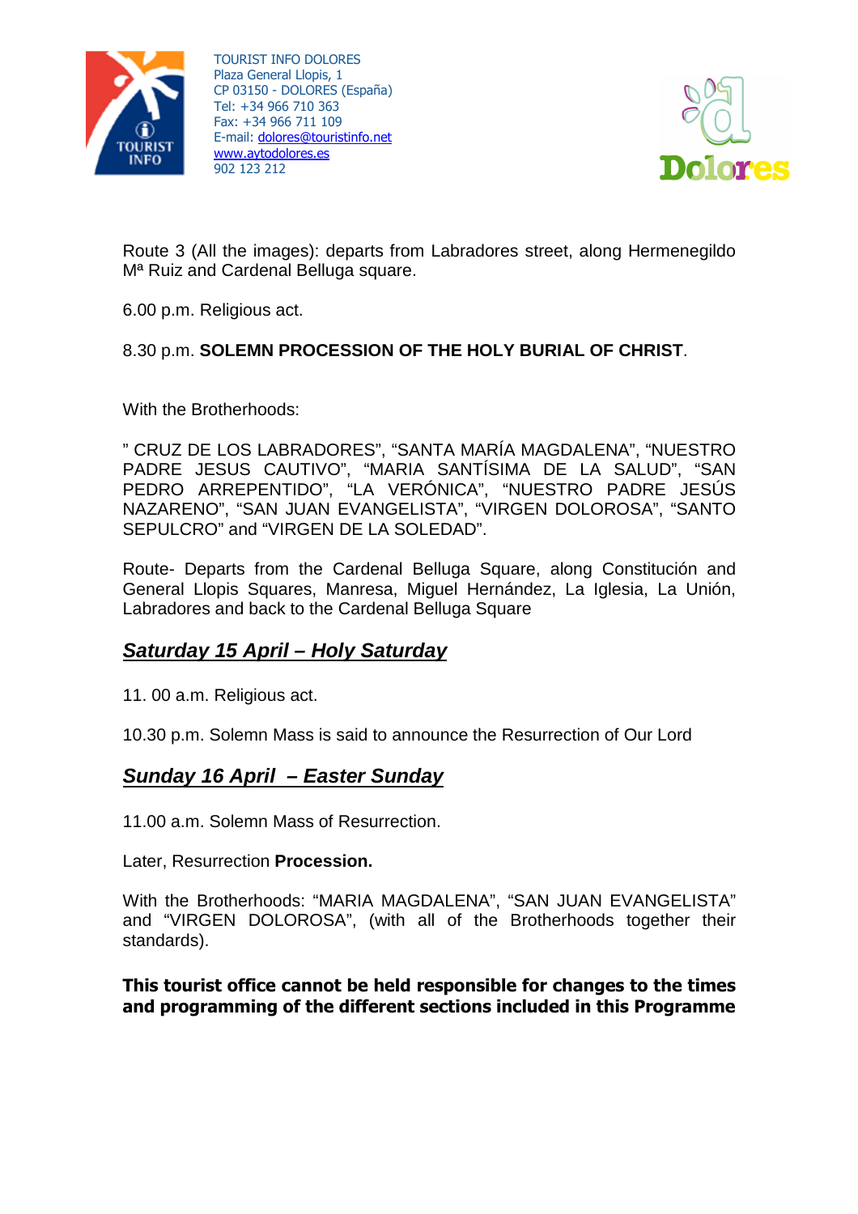Route 3 (All the images): departs from Labradores street, along Hermenegildo Mª Ruiz and Cardenal Belluga square.

6.00 p.m. Religious act.

8.30 p.m. **SOLEMN PROCESSION OF THE HOLY BURIAL OF CHRIST**.

With the Brotherhoods:

" CRUZ DE LOS LABRADORES", "SANTA MARÍA MAGDALENA", "NUESTRO PADRE JESUS CAUTIVO", "MARIA SANTÍSIMA DE LA SALUD", "SAN PEDRO ARREPENTIDO", "LA VERÓNICA", "NUESTRO PADRE JESÚS NAZARENO", "SAN JUAN EVANGELISTA", "VIRGEN DOLOROSA", "SANTO SEPULCRO" and "VIRGEN DE LA SOLEDAD".

Route- Departs from the Cardenal Belluga Square, along Constitución and General Llopis Squares, Manresa, Miguel Hernández, La Iglesia, La Unión, Labradores and back to the Cardenal Belluga Square

## ***Saturday 15 April – Holy Saturday***

11. 00 a.m. Religious act.

10.30 p.m. Solemn Mass is said to announce the Resurrection of Our Lord

## ***Sunday 16 April – Easter Sunday***

11.00 a.m. Solemn Mass of Resurrection.

Later, Resurrection **Procession.**

With the Brotherhoods: "MARIA MAGDALENA", "SAN JUAN EVANGELISTA" and "VIRGEN DOLOROSA", (with all of the Brotherhoods together their standards).

**This tourist office cannot be held responsible for changes to the times and programming of the different sections included in this Programme**